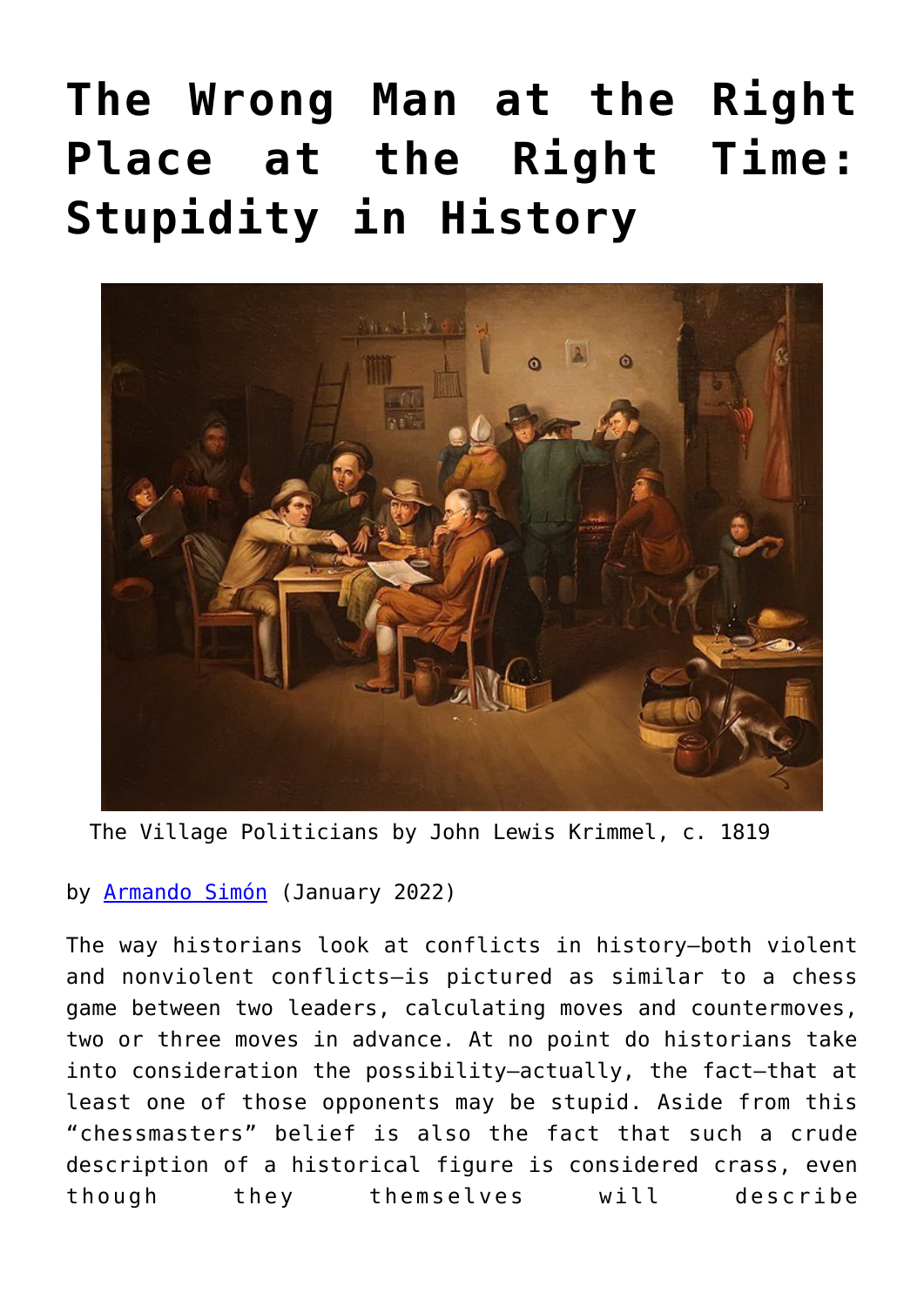# The Wrong Man at the Right Place at the Right Time: Stupidity in History

The Village Politicians by John Lewis Krimmel, c. 1819

by [Armando Simón](Armando Simón) (January 2022)

The way historians look at conflicts in history—both violent and nonviolent conflicts—is pictured as similar to a chess game between two leaders, calculating moves and countermoves, two or three moves in advance. At no point do historians take into consideration the possibility—actually, the fact—that at least one of those opponents may be stupid. Aside from this "chessmasters" belief is also the fact that such a crude description of a historical figure is considered crass, even though they themselves will describe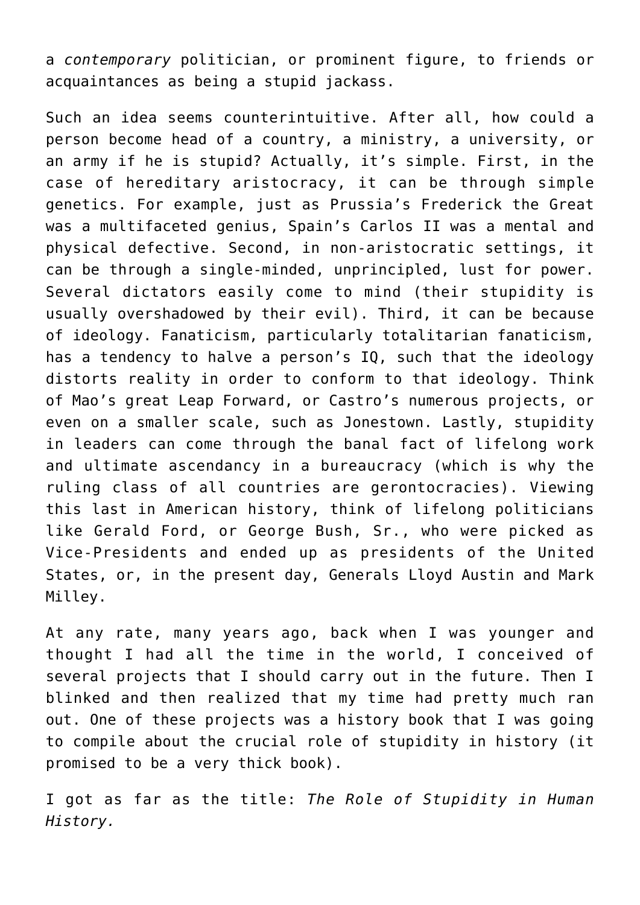a *contemporary* politician, or prominent figure, to friends or acquaintances as being a stupid jackass.

Such an idea seems counterintuitive. After all, how could a person become head of a country, a ministry, a university, or an army if he is stupid? Actually, it's simple. First, in the case of hereditary aristocracy, it can be through simple genetics. For example, just as Prussia's Frederick the Great was a multifaceted genius, Spain's Carlos II was a mental and physical defective. Second, in non-aristocratic settings, it can be through a single-minded, unprincipled, lust for power. Several dictators easily come to mind (their stupidity is usually overshadowed by their evil). Third, it can be because of ideology. Fanaticism, particularly totalitarian fanaticism, has a tendency to halve a person's IQ, such that the ideology distorts reality in order to conform to that ideology. Think of Mao's great Leap Forward, or Castro's numerous projects, or even on a smaller scale, such as Jonestown. Lastly, stupidity in leaders can come through the banal fact of lifelong work and ultimate ascendancy in a bureaucracy (which is why the ruling class of all countries are gerontocracies). Viewing this last in American history, think of lifelong politicians like Gerald Ford, or George Bush, Sr., who were picked as Vice-Presidents and ended up as presidents of the United States, or, in the present day, Generals Lloyd Austin and Mark Milley.

At any rate, many years ago, back when I was younger and thought I had all the time in the world, I conceived of several projects that I should carry out in the future. Then I blinked and then realized that my time had pretty much ran out. One of these projects was a history book that I was going to compile about the crucial role of stupidity in history (it promised to be a very thick book).

I got as far as the title: *The Role of Stupidity in Human History.*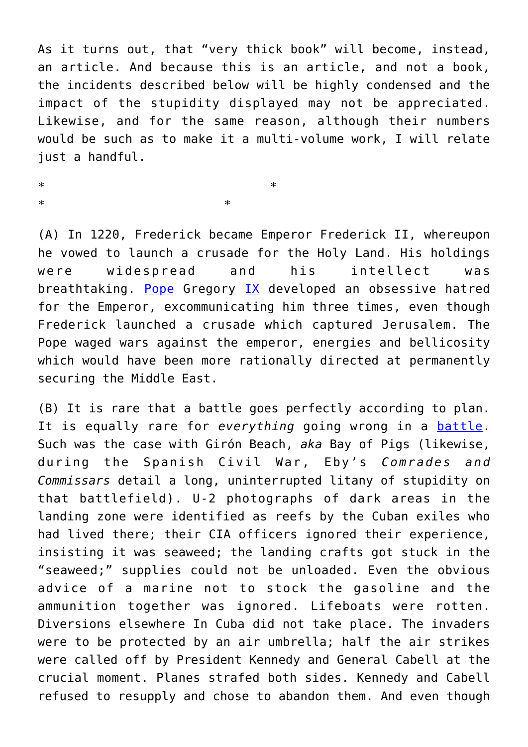As it turns out, that "very thick book" will become, instead, an article. And because this is an article, and not a book, the incidents described below will be highly condensed and the impact of the stupidity displayed may not be appreciated. Likewise, and for the same reason, although their numbers would be such as to make it a multi-volume work, I will relate just a handful.

\*                                        \*
\*                                \*

(A) In 1220, Frederick became Emperor Frederick II, whereupon he vowed to launch a crusade for the Holy Land. His holdings were widespread and his intellect was breathtaking. Pope Gregory IX developed an obsessive hatred for the Emperor, excommunicating him three times, even though Frederick launched a crusade which captured Jerusalem. The Pope waged wars against the emperor, energies and bellicosity which would have been more rationally directed at permanently securing the Middle East.

(B) It is rare that a battle goes perfectly according to plan. It is equally rare for *everything* going wrong in a battle. Such was the case with Girón Beach, *aka* Bay of Pigs (likewise, during the Spanish Civil War, Eby's *Comrades and Commissars* detail a long, uninterrupted litany of stupidity on that battlefield). U-2 photographs of dark areas in the landing zone were identified as reefs by the Cuban exiles who had lived there; their CIA officers ignored their experience, insisting it was seaweed; the landing crafts got stuck in the "seaweed;" supplies could not be unloaded. Even the obvious advice of a marine not to stock the gasoline and the ammunition together was ignored. Lifeboats were rotten. Diversions elsewhere In Cuba did not take place. The invaders were to be protected by an air umbrella; half the air strikes were called off by President Kennedy and General Cabell at the crucial moment. Planes strafed both sides. Kennedy and Cabell refused to resupply and chose to abandon them. And even though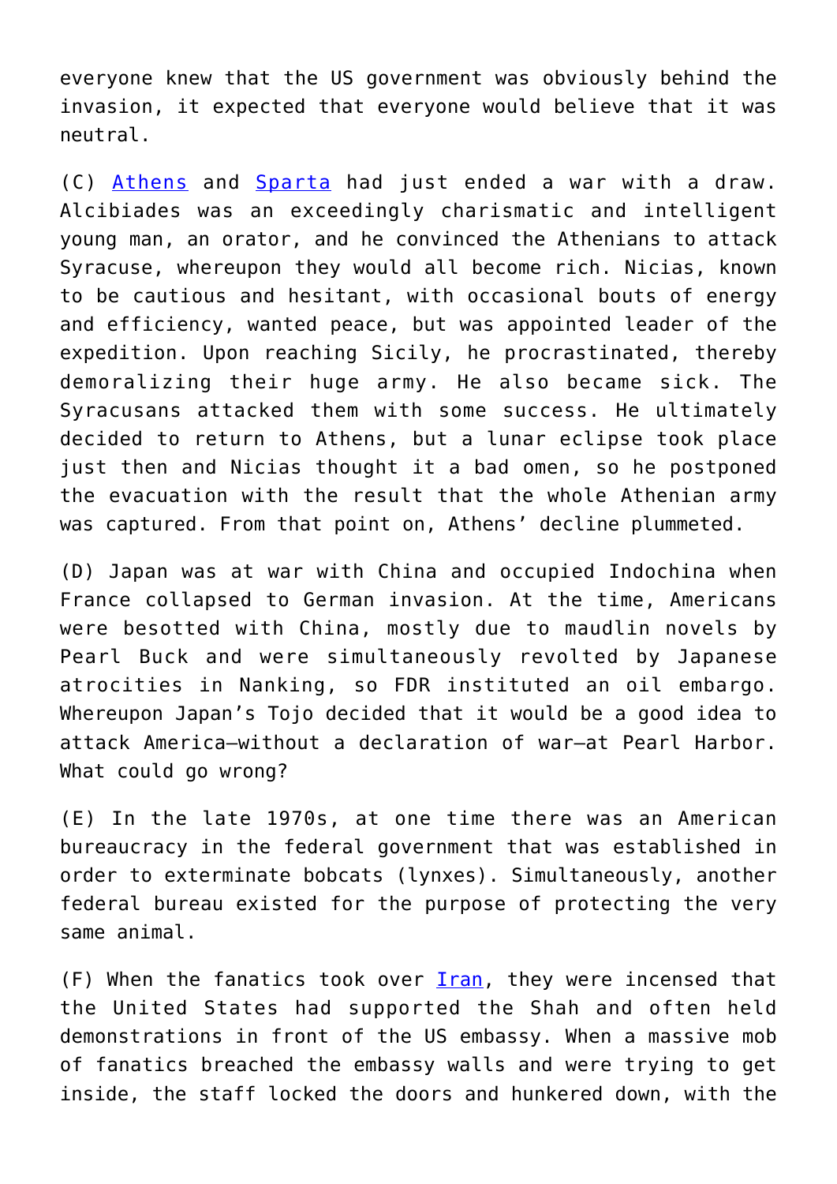everyone knew that the US government was obviously behind the invasion, it expected that everyone would believe that it was neutral.

(C) Athens and Sparta had just ended a war with a draw. Alcibiades was an exceedingly charismatic and intelligent young man, an orator, and he convinced the Athenians to attack Syracuse, whereupon they would all become rich. Nicias, known to be cautious and hesitant, with occasional bouts of energy and efficiency, wanted peace, but was appointed leader of the expedition. Upon reaching Sicily, he procrastinated, thereby demoralizing their huge army. He also became sick. The Syracusans attacked them with some success. He ultimately decided to return to Athens, but a lunar eclipse took place just then and Nicias thought it a bad omen, so he postponed the evacuation with the result that the whole Athenian army was captured. From that point on, Athens' decline plummeted.

(D) Japan was at war with China and occupied Indochina when France collapsed to German invasion. At the time, Americans were besotted with China, mostly due to maudlin novels by Pearl Buck and were simultaneously revolted by Japanese atrocities in Nanking, so FDR instituted an oil embargo. Whereupon Japan's Tojo decided that it would be a good idea to attack America—without a declaration of war—at Pearl Harbor. What could go wrong?

(E) In the late 1970s, at one time there was an American bureaucracy in the federal government that was established in order to exterminate bobcats (lynxes). Simultaneously, another federal bureau existed for the purpose of protecting the very same animal.

(F) When the fanatics took over Iran, they were incensed that the United States had supported the Shah and often held demonstrations in front of the US embassy. When a massive mob of fanatics breached the embassy walls and were trying to get inside, the staff locked the doors and hunkered down, with the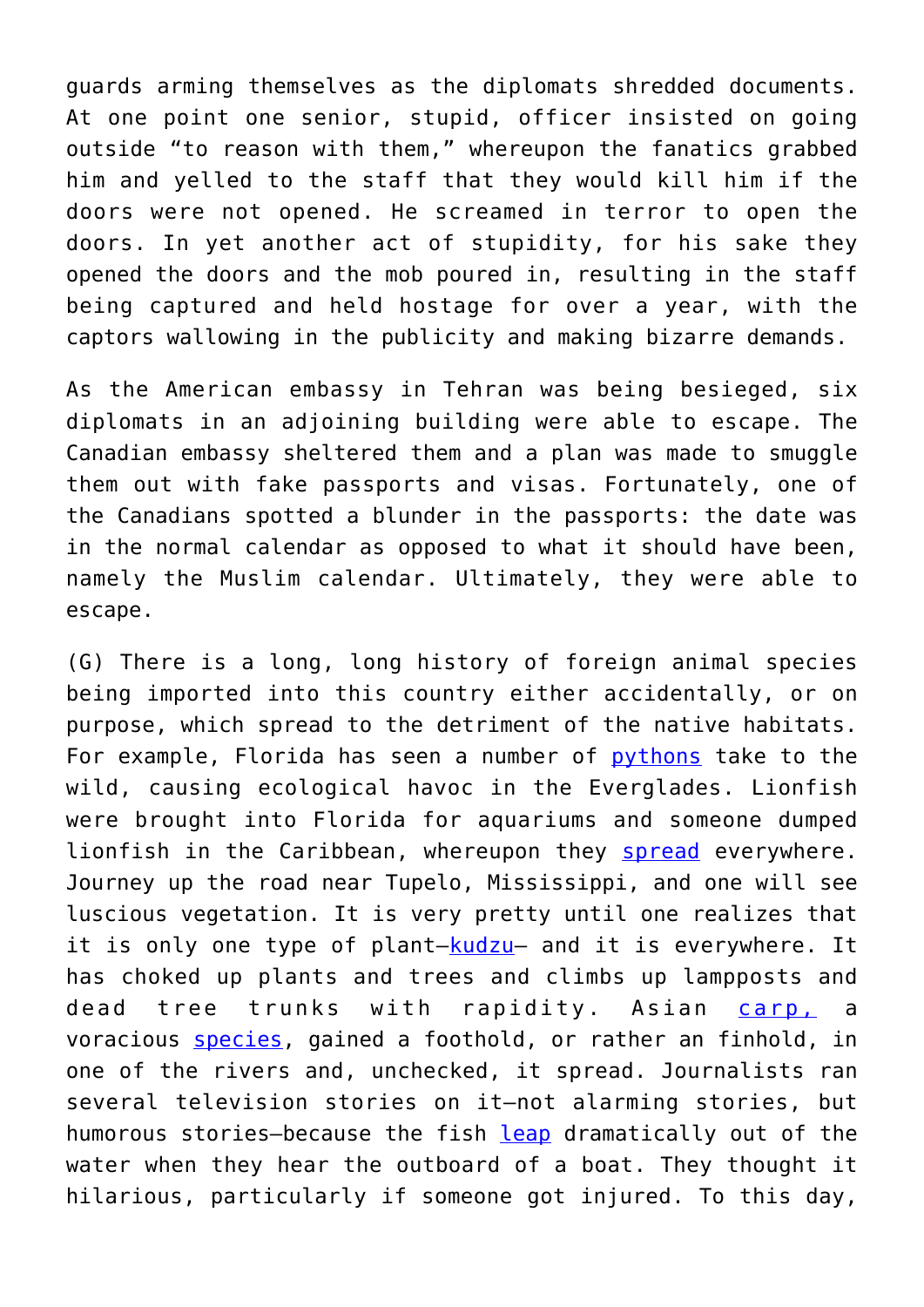guards arming themselves as the diplomats shredded documents. At one point one senior, stupid, officer insisted on going outside "to reason with them," whereupon the fanatics grabbed him and yelled to the staff that they would kill him if the doors were not opened. He screamed in terror to open the doors. In yet another act of stupidity, for his sake they opened the doors and the mob poured in, resulting in the staff being captured and held hostage for over a year, with the captors wallowing in the publicity and making bizarre demands.

As the American embassy in Tehran was being besieged, six diplomats in an adjoining building were able to escape. The Canadian embassy sheltered them and a plan was made to smuggle them out with fake passports and visas. Fortunately, one of the Canadians spotted a blunder in the passports: the date was in the normal calendar as opposed to what it should have been, namely the Muslim calendar. Ultimately, they were able to escape.

(G) There is a long, long history of foreign animal species being imported into this country either accidentally, or on purpose, which spread to the detriment of the native habitats. For example, Florida has seen a number of pythons take to the wild, causing ecological havoc in the Everglades. Lionfish were brought into Florida for aquariums and someone dumped lionfish in the Caribbean, whereupon they spread everywhere. Journey up the road near Tupelo, Mississippi, and one will see luscious vegetation. It is very pretty until one realizes that it is only one type of plant—kudzu— and it is everywhere. It has choked up plants and trees and climbs up lampposts and dead tree trunks with rapidity. Asian carp, a voracious species, gained a foothold, or rather an finhold, in one of the rivers and, unchecked, it spread. Journalists ran several television stories on it—not alarming stories, but humorous stories—because the fish leap dramatically out of the water when they hear the outboard of a boat. They thought it hilarious, particularly if someone got injured. To this day,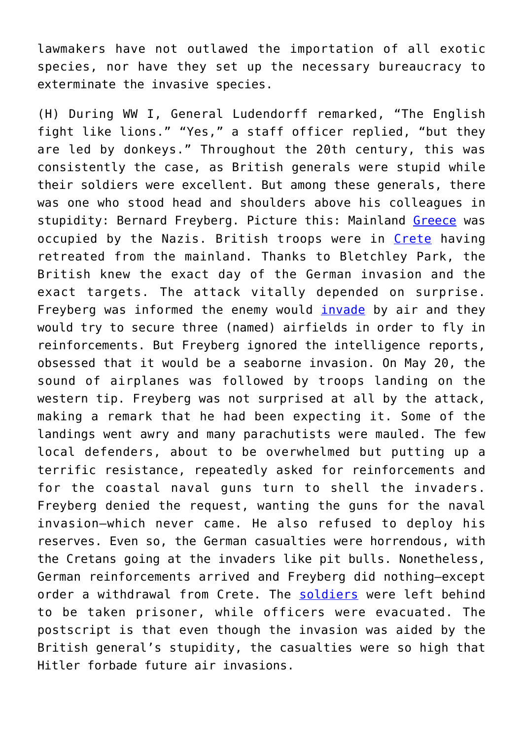lawmakers have not outlawed the importation of all exotic species, nor have they set up the necessary bureaucracy to exterminate the invasive species.

(H) During WW I, General Ludendorff remarked, “The English fight like lions.” “Yes,” a staff officer replied, “but they are led by donkeys.” Throughout the 20th century, this was consistently the case, as British generals were stupid while their soldiers were excellent. But among these generals, there was one who stood head and shoulders above his colleagues in stupidity: Bernard Freyberg. Picture this: Mainland Greece was occupied by the Nazis. British troops were in Crete having retreated from the mainland. Thanks to Bletchley Park, the British knew the exact day of the German invasion and the exact targets. The attack vitally depended on surprise. Freyberg was informed the enemy would invade by air and they would try to secure three (named) airfields in order to fly in reinforcements. But Freyberg ignored the intelligence reports, obsessed that it would be a seaborne invasion. On May 20, the sound of airplanes was followed by troops landing on the western tip. Freyberg was not surprised at all by the attack, making a remark that he had been expecting it. Some of the landings went awry and many parachutists were mauled. The few local defenders, about to be overwhelmed but putting up a terrific resistance, repeatedly asked for reinforcements and for the coastal naval guns turn to shell the invaders. Freyberg denied the request, wanting the guns for the naval invasion—which never came. He also refused to deploy his reserves. Even so, the German casualties were horrendous, with the Cretans going at the invaders like pit bulls. Nonetheless, German reinforcements arrived and Freyberg did nothing—except order a withdrawal from Crete. The soldiers were left behind to be taken prisoner, while officers were evacuated. The postscript is that even though the invasion was aided by the British general’s stupidity, the casualties were so high that Hitler forbade future air invasions.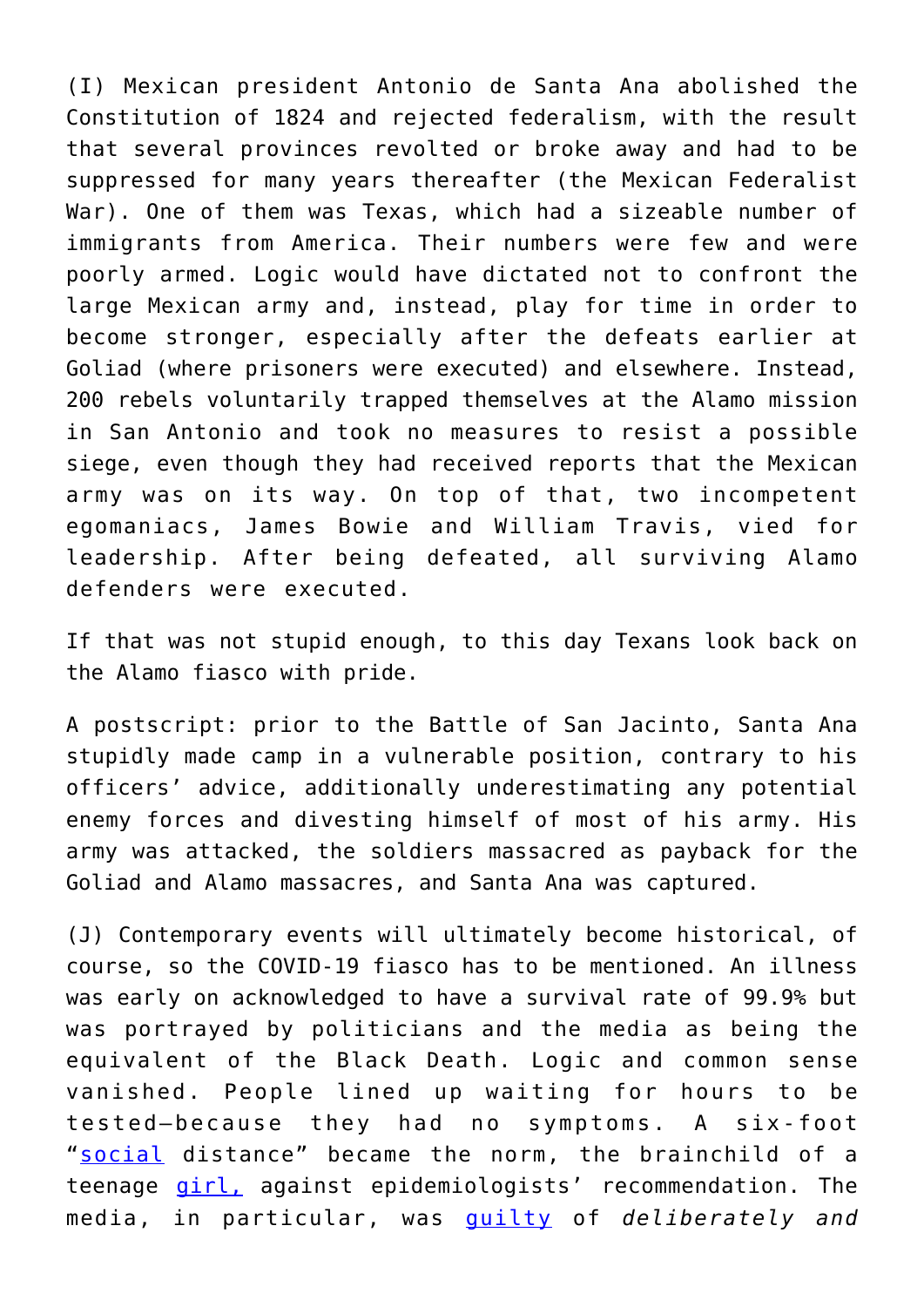(I) Mexican president Antonio de Santa Ana abolished the Constitution of 1824 and rejected federalism, with the result that several provinces revolted or broke away and had to be suppressed for many years thereafter (the Mexican Federalist War). One of them was Texas, which had a sizeable number of immigrants from America. Their numbers were few and were poorly armed. Logic would have dictated not to confront the large Mexican army and, instead, play for time in order to become stronger, especially after the defeats earlier at Goliad (where prisoners were executed) and elsewhere. Instead, 200 rebels voluntarily trapped themselves at the Alamo mission in San Antonio and took no measures to resist a possible siege, even though they had received reports that the Mexican army was on its way. On top of that, two incompetent egomaniacs, James Bowie and William Travis, vied for leadership. After being defeated, all surviving Alamo defenders were executed.

If that was not stupid enough, to this day Texans look back on the Alamo fiasco with pride.

A postscript: prior to the Battle of San Jacinto, Santa Ana stupidly made camp in a vulnerable position, contrary to his officers' advice, additionally underestimating any potential enemy forces and divesting himself of most of his army. His army was attacked, the soldiers massacred as payback for the Goliad and Alamo massacres, and Santa Ana was captured.

(J) Contemporary events will ultimately become historical, of course, so the COVID-19 fiasco has to be mentioned. An illness was early on acknowledged to have a survival rate of 99.9% but was portrayed by politicians and the media as being the equivalent of the Black Death. Logic and common sense vanished. People lined up waiting for hours to be tested—because they had no symptoms. A six-foot "social distance" became the norm, the brainchild of a teenage girl, against epidemiologists' recommendation. The media, in particular, was guilty of *deliberately and*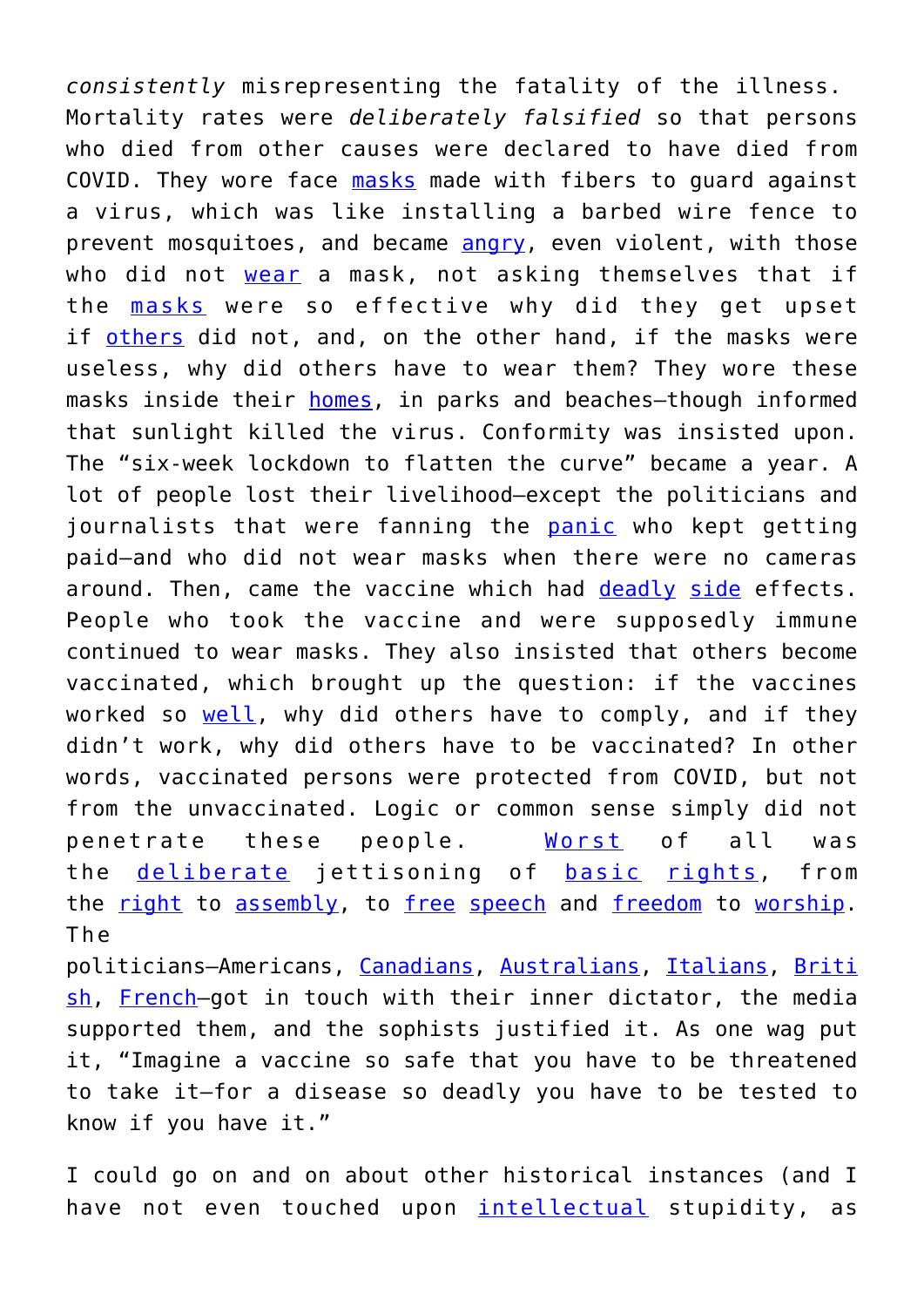*consistently* misrepresenting the fatality of the illness. Mortality rates were *deliberately falsified* so that persons who died from other causes were declared to have died from COVID. They wore face masks made with fibers to guard against a virus, which was like installing a barbed wire fence to prevent mosquitoes, and became angry, even violent, with those who did not wear a mask, not asking themselves that if the masks were so effective why did they get upset if others did not, and, on the other hand, if the masks were useless, why did others have to wear them? They wore these masks inside their homes, in parks and beaches—though informed that sunlight killed the virus. Conformity was insisted upon. The "six-week lockdown to flatten the curve" became a year. A lot of people lost their livelihood—except the politicians and journalists that were fanning the panic who kept getting paid—and who did not wear masks when there were no cameras around. Then, came the vaccine which had deadly side effects. People who took the vaccine and were supposedly immune continued to wear masks. They also insisted that others become vaccinated, which brought up the question: if the vaccines worked so well, why did others have to comply, and if they didn't work, why did others have to be vaccinated? In other words, vaccinated persons were protected from COVID, but not from the unvaccinated. Logic or common sense simply did not penetrate these people. Worst of all was the deliberate jettisoning of basic rights, from the right to assembly, to free speech and freedom to worship. The politicians—Americans, Canadians, Australians, Italians, British, French—got in touch with their inner dictator, the media supported them, and the sophists justified it. As one wag put it, "Imagine a vaccine so safe that you have to be threatened to take it—for a disease so deadly you have to be tested to know if you have it."

I could go on and on about other historical instances (and I have not even touched upon intellectual stupidity, as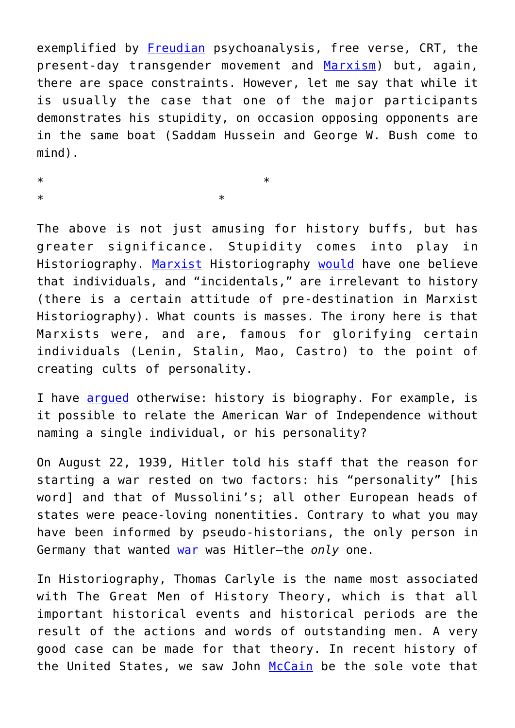exemplified by Freudian psychoanalysis, free verse, CRT, the present-day transgender movement and Marxism) but, again, there are space constraints. However, let me say that while it is usually the case that one of the major participants demonstrates his stupidity, on occasion opposing opponents are in the same boat (Saddam Hussein and George W. Bush come to mind).

\* \*
\* \*

The above is not just amusing for history buffs, but has greater significance. Stupidity comes into play in Historiography. Marxist Historiography would have one believe that individuals, and "incidentals," are irrelevant to history (there is a certain attitude of pre-destination in Marxist Historiography). What counts is masses. The irony here is that Marxists were, and are, famous for glorifying certain individuals (Lenin, Stalin, Mao, Castro) to the point of creating cults of personality.

I have argued otherwise: history is biography. For example, is it possible to relate the American War of Independence without naming a single individual, or his personality?

On August 22, 1939, Hitler told his staff that the reason for starting a war rested on two factors: his "personality" [his word] and that of Mussolini's; all other European heads of states were peace-loving nonentities. Contrary to what you may have been informed by pseudo-historians, the only person in Germany that wanted war was Hitler—the *only* one.

In Historiography, Thomas Carlyle is the name most associated with The Great Men of History Theory, which is that all important historical events and historical periods are the result of the actions and words of outstanding men. A very good case can be made for that theory. In recent history of the United States, we saw John McCain be the sole vote that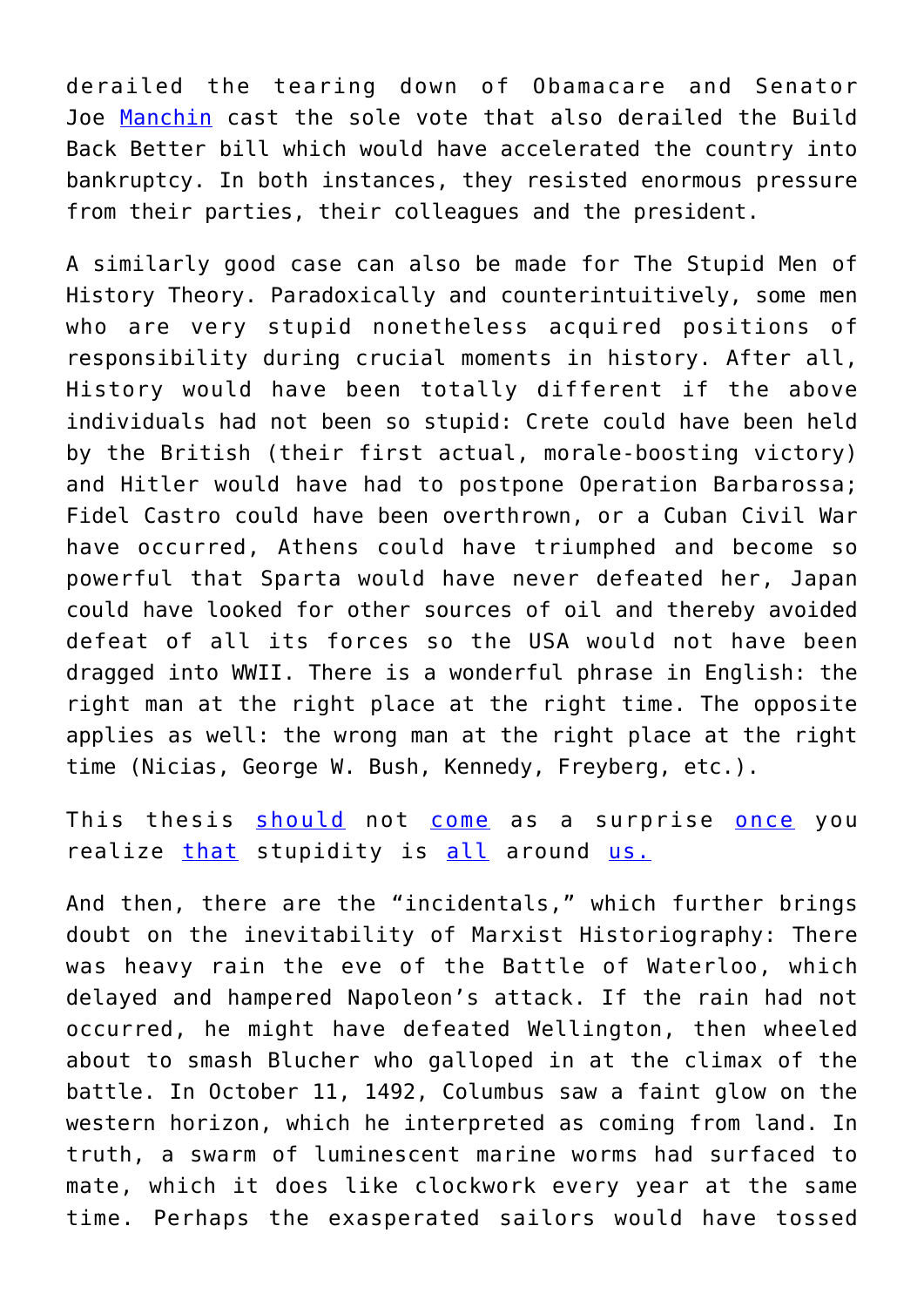derailed the tearing down of Obamacare and Senator Joe Manchin cast the sole vote that also derailed the Build Back Better bill which would have accelerated the country into bankruptcy. In both instances, they resisted enormous pressure from their parties, their colleagues and the president.

A similarly good case can also be made for The Stupid Men of History Theory. Paradoxically and counterintuitively, some men who are very stupid nonetheless acquired positions of responsibility during crucial moments in history. After all, History would have been totally different if the above individuals had not been so stupid: Crete could have been held by the British (their first actual, morale-boosting victory) and Hitler would have had to postpone Operation Barbarossa; Fidel Castro could have been overthrown, or a Cuban Civil War have occurred, Athens could have triumphed and become so powerful that Sparta would have never defeated her, Japan could have looked for other sources of oil and thereby avoided defeat of all its forces so the USA would not have been dragged into WWII. There is a wonderful phrase in English: the right man at the right place at the right time. The opposite applies as well: the wrong man at the right place at the right time (Nicias, George W. Bush, Kennedy, Freyberg, etc.).

This thesis should not come as a surprise once you realize that stupidity is all around us.

And then, there are the "incidentals," which further brings doubt on the inevitability of Marxist Historiography: There was heavy rain the eve of the Battle of Waterloo, which delayed and hampered Napoleon's attack. If the rain had not occurred, he might have defeated Wellington, then wheeled about to smash Blucher who galloped in at the climax of the battle. In October 11, 1492, Columbus saw a faint glow on the western horizon, which he interpreted as coming from land. In truth, a swarm of luminescent marine worms had surfaced to mate, which it does like clockwork every year at the same time. Perhaps the exasperated sailors would have tossed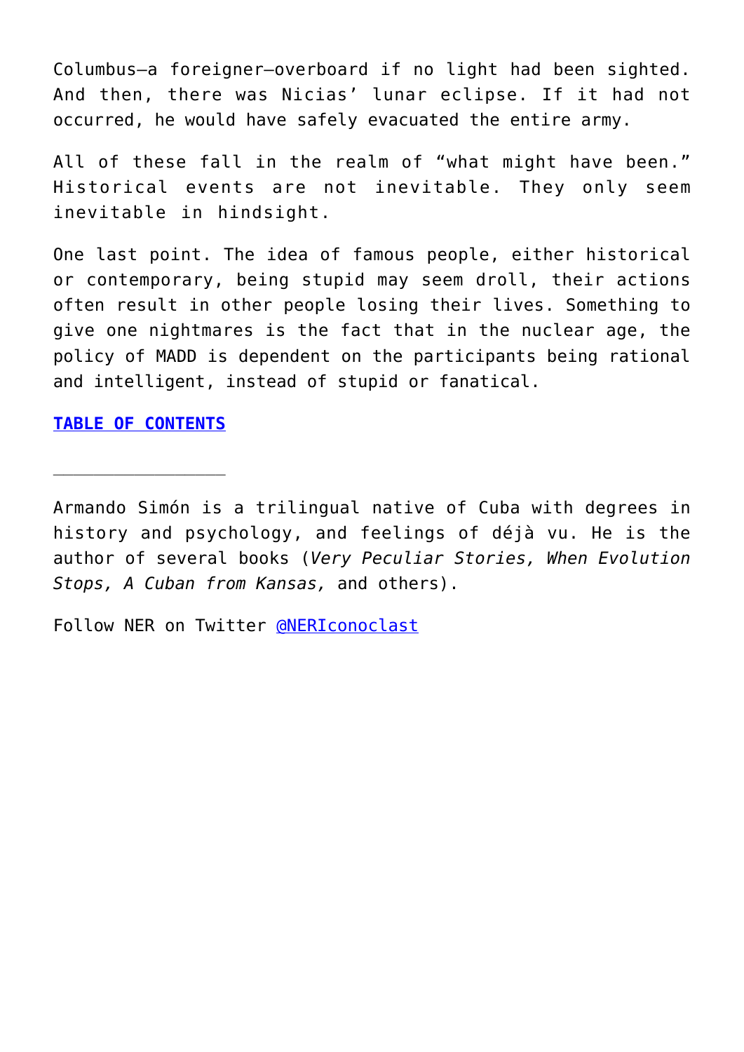Columbus—a foreigner—overboard if no light had been sighted. And then, there was Nicias' lunar eclipse. If it had not occurred, he would have safely evacuated the entire army.

All of these fall in the realm of "what might have been." Historical events are not inevitable. They only seem inevitable in hindsight.

One last point. The idea of famous people, either historical or contemporary, being stupid may seem droll, their actions often result in other people losing their lives. Something to give one nightmares is the fact that in the nuclear age, the policy of MADD is dependent on the participants being rational and intelligent, instead of stupid or fanatical.

**TABLE OF CONTENTS**

---

Armando Simón is a trilingual native of Cuba with degrees in history and psychology, and feelings of déjà vu. He is the author of several books (*Very Peculiar Stories, When Evolution Stops, A Cuban from Kansas,* and others).

Follow NER on Twitter @NERIconoclast